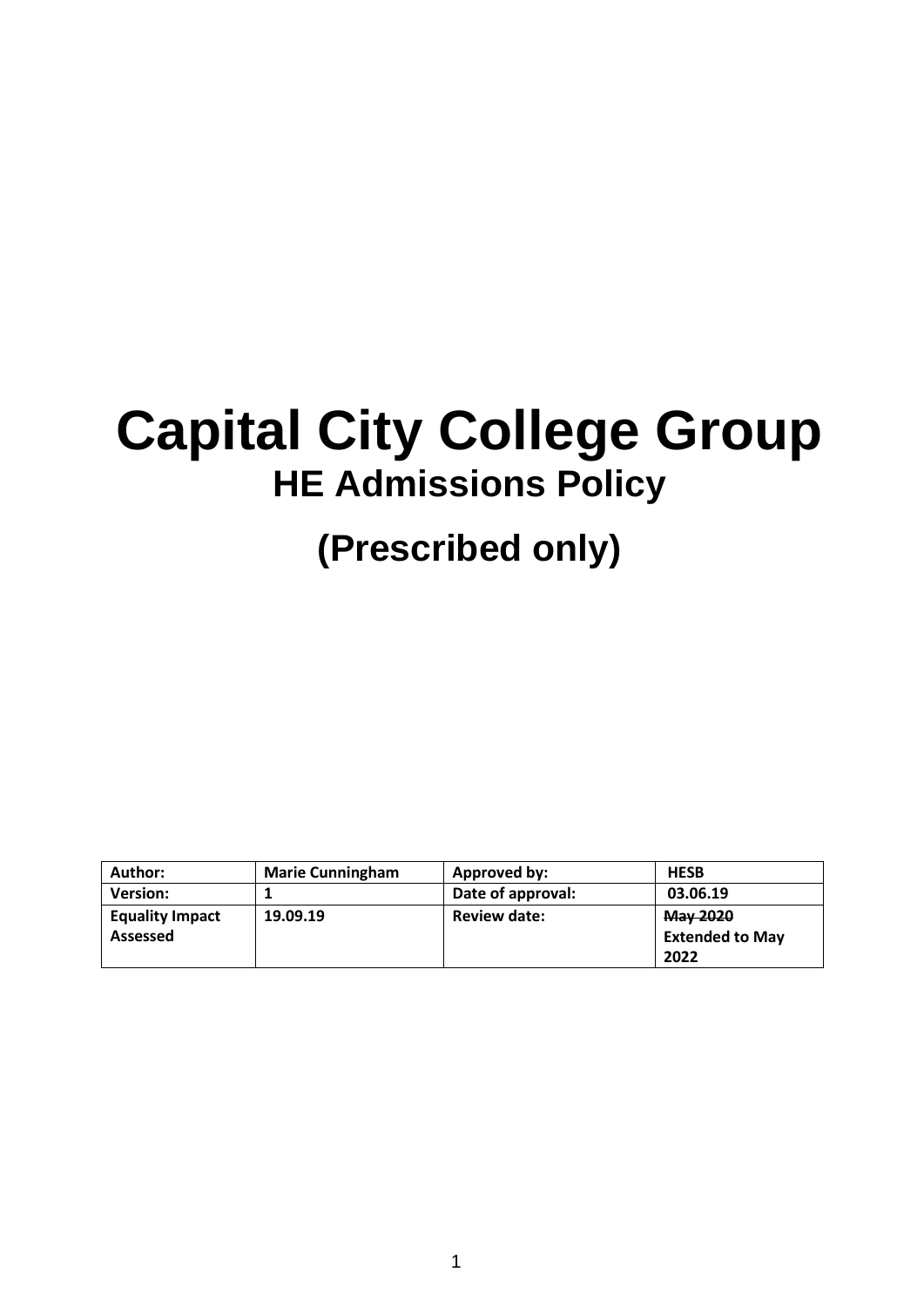# Capital City College Group

## HE Admissions Policy

## (Prescribed only)

| **Author:** | **Marie Cunningham** | **Approved by:** | **HESB** |
|---|---|---|---|
| **Version:** | **1** | **Date of approval:** | **03.06.19** |
| **Equality Impact Assessed** | **19.09.19** | **Review date:** | ~~**May 2020**~~ **Extended to May 2022** |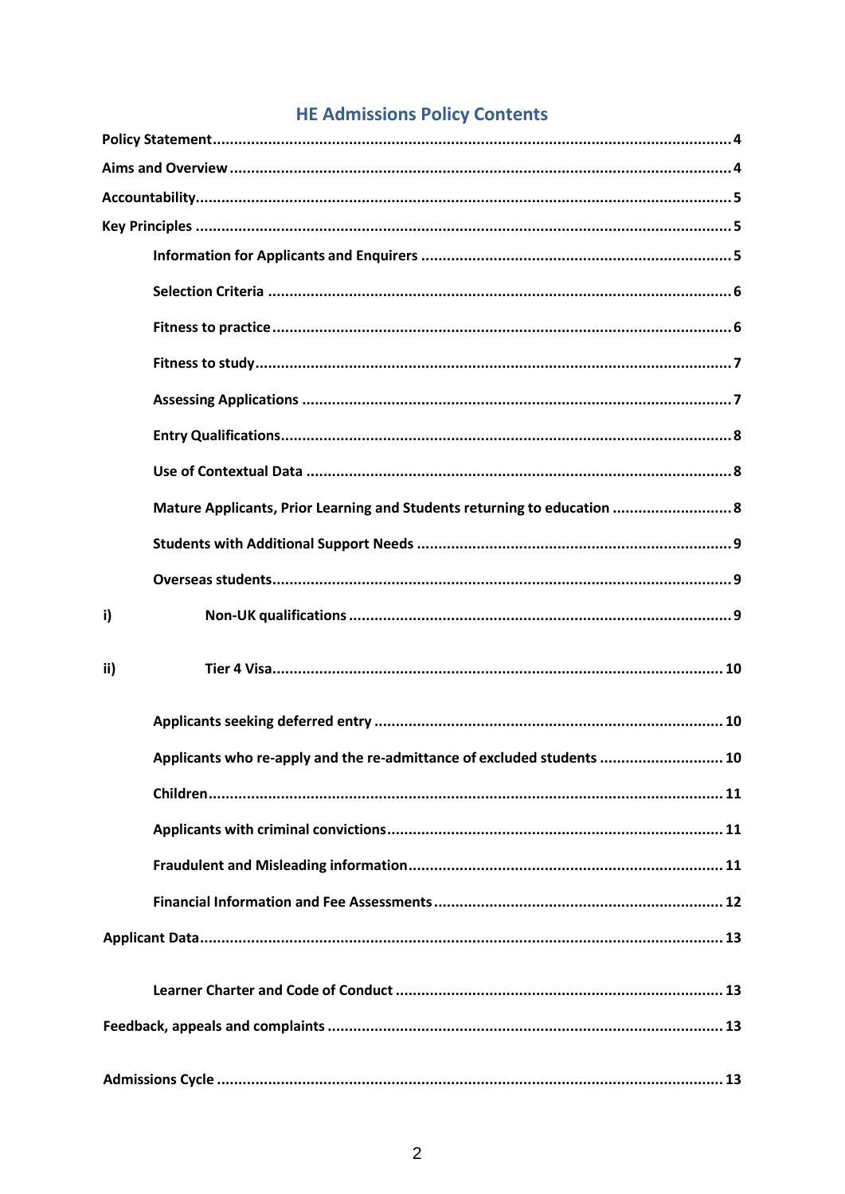# HE Admissions Policy Contents

**Policy Statement** ........ 4

**Aims and Overview** ........ 4

**Accountability** ........ 5

**Key Principles** ........ 5

- **Information for Applicants and Enquirers** ........ 5
- **Selection Criteria** ........ 6
- **Fitness to practice** ........ 6
- **Fitness to study** ........ 7
- **Assessing Applications** ........ 7
- **Entry Qualifications** ........ 8
- **Use of Contextual Data** ........ 8
- **Mature Applicants, Prior Learning and Students returning to education** ........ 8
- **Students with Additional Support Needs** ........ 9
- **Overseas students** ........ 9

**i)** **Non-UK qualifications** ........ 9

**ii)** **Tier 4 Visa** ........ 10

- **Applicants seeking deferred entry** ........ 10
- **Applicants who re-apply and the re-admittance of excluded students** ........ 10
- **Children** ........ 11
- **Applicants with criminal convictions** ........ 11
- **Fraudulent and Misleading information** ........ 11
- **Financial Information and Fee Assessments** ........ 12

**Applicant Data** ........ 13

- **Learner Charter and Code of Conduct** ........ 13

**Feedback, appeals and complaints** ........ 13

**Admissions Cycle** ........ 13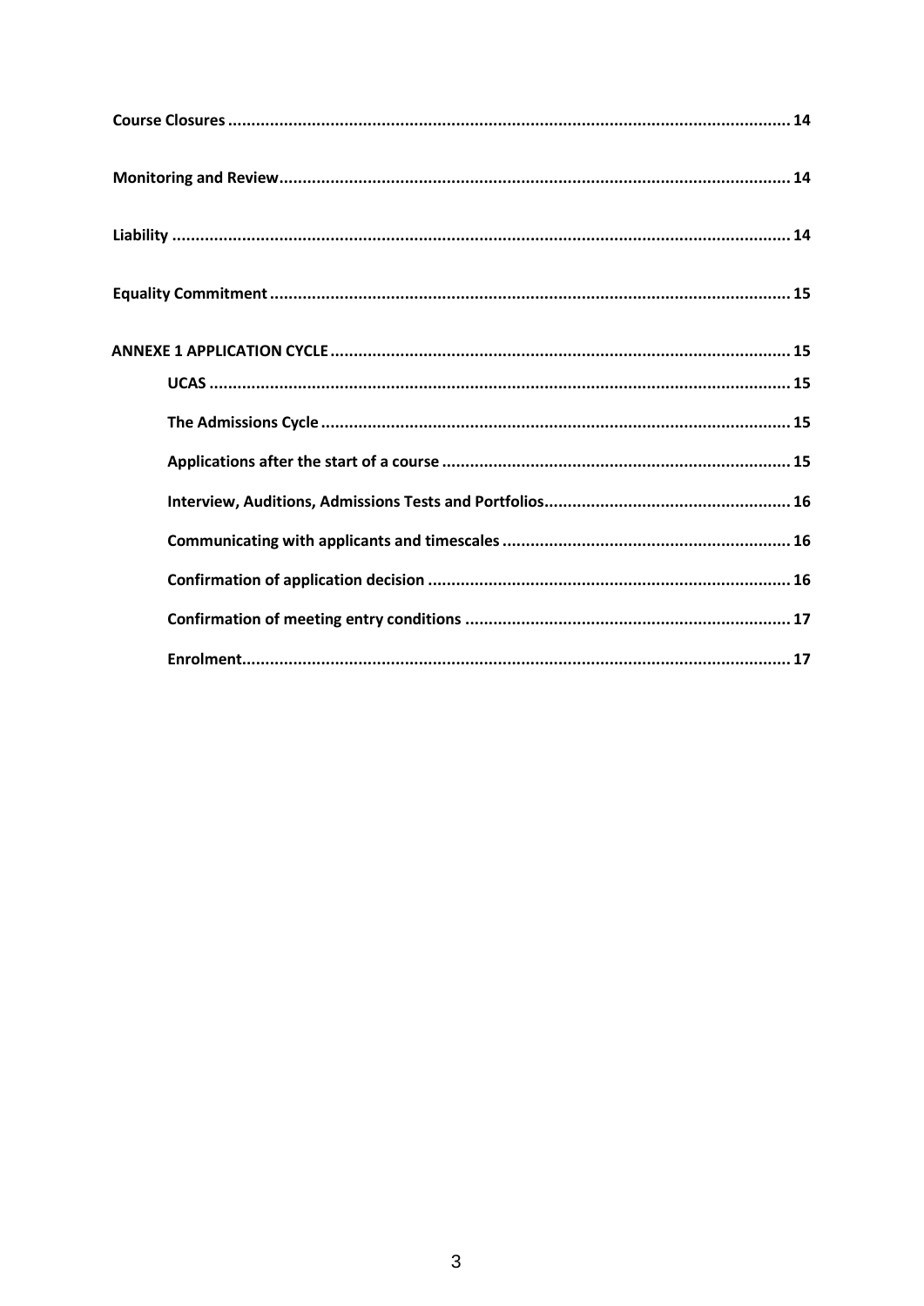**Course Closures** ........................................................................................................................ 14

**Monitoring and Review** .............................................................................................................. 14

**Liability** ...................................................................................................................................... 14

**Equality Commitment** ................................................................................................................ 15

**ANNEXE 1 APPLICATION CYCLE** .................................................................................................. 15

- **UCAS** ............................................................................................................................ 15
- **The Admissions Cycle** .................................................................................................... 15
- **Applications after the start of a course** .......................................................................... 15
- **Interview, Auditions, Admissions Tests and Portfolios** ..................................................... 16
- **Communicating with applicants and timescales** ............................................................. 16
- **Confirmation of application decision** ............................................................................. 16
- **Confirmation of meeting entry conditions** ...................................................................... 17
- **Enrolment** .................................................................................................................... 17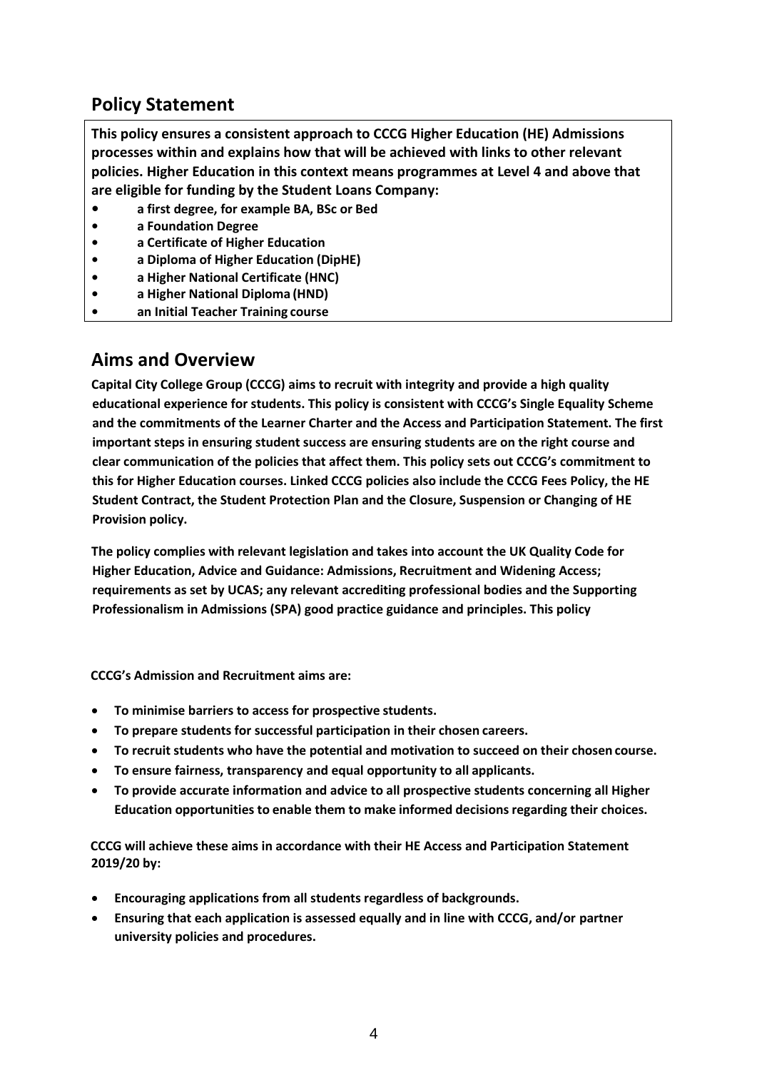## Policy Statement

**This policy ensures a consistent approach to CCCG Higher Education (HE) Admissions processes within and explains how that will be achieved with links to other relevant policies. Higher Education in this context means programmes at Level 4 and above that are eligible for funding by the Student Loans Company:**

- **a first degree, for example BA, BSc or Bed**
- **a Foundation Degree**
- **a Certificate of Higher Education**
- **a Diploma of Higher Education (DipHE)**
- **a Higher National Certificate (HNC)**
- **a Higher National Diploma (HND)**
- **an Initial Teacher Training course**

## Aims and Overview

**Capital City College Group (CCCG) aims to recruit with integrity and provide a high quality educational experience for students. This policy is consistent with CCCG's Single Equality Scheme and the commitments of the Learner Charter and the Access and Participation Statement. The first important steps in ensuring student success are ensuring students are on the right course and clear communication of the policies that affect them. This policy sets out CCCG's commitment to this for Higher Education courses. Linked CCCG policies also include the CCCG Fees Policy, the HE Student Contract, the Student Protection Plan and the Closure, Suspension or Changing of HE Provision policy.**

**The policy complies with relevant legislation and takes into account the UK Quality Code for Higher Education, Advice and Guidance: Admissions, Recruitment and Widening Access; requirements as set by UCAS; any relevant accrediting professional bodies and the Supporting Professionalism in Admissions (SPA) good practice guidance and principles. This policy**

**CCCG's Admission and Recruitment aims are:**

- **To minimise barriers to access for prospective students.**
- **To prepare students for successful participation in their chosen careers.**
- **To recruit students who have the potential and motivation to succeed on their chosen course.**
- **To ensure fairness, transparency and equal opportunity to all applicants.**
- **To provide accurate information and advice to all prospective students concerning all Higher Education opportunities to enable them to make informed decisions regarding their choices.**

**CCCG will achieve these aims in accordance with their HE Access and Participation Statement 2019/20 by:**

- **Encouraging applications from all students regardless of backgrounds.**
- **Ensuring that each application is assessed equally and in line with CCCG, and/or partner university policies and procedures.**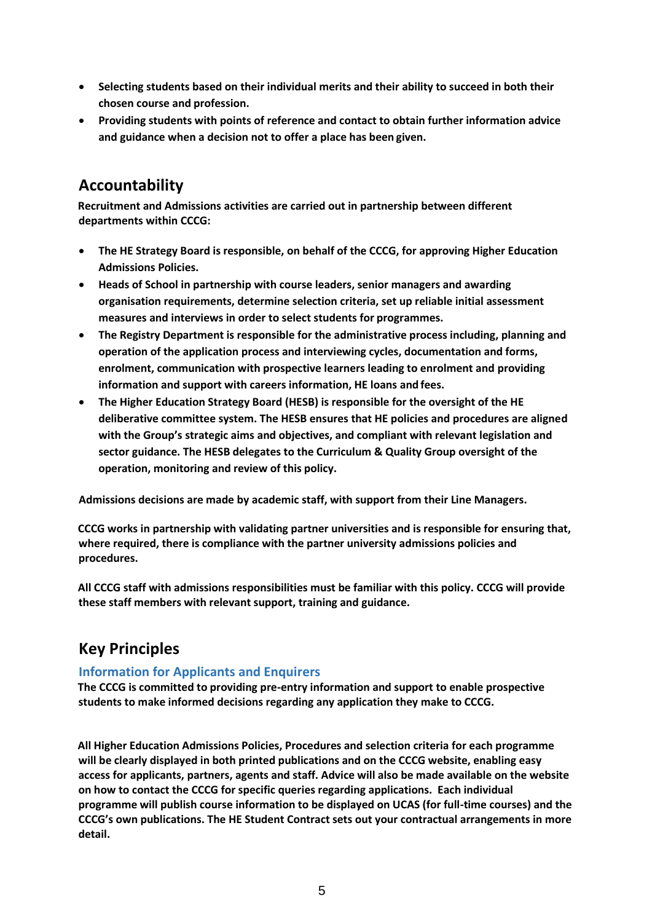- **Selecting students based on their individual merits and their ability to succeed in both their chosen course and profession.**
- **Providing students with points of reference and contact to obtain further information advice and guidance when a decision not to offer a place has been given.**

## Accountability

**Recruitment and Admissions activities are carried out in partnership between different departments within CCCG:**

- **The HE Strategy Board is responsible, on behalf of the CCCG, for approving Higher Education Admissions Policies.**
- **Heads of School in partnership with course leaders, senior managers and awarding organisation requirements, determine selection criteria, set up reliable initial assessment measures and interviews in order to select students for programmes.**
- **The Registry Department is responsible for the administrative process including, planning and operation of the application process and interviewing cycles, documentation and forms, enrolment, communication with prospective learners leading to enrolment and providing information and support with careers information, HE loans and fees.**
- **The Higher Education Strategy Board (HESB) is responsible for the oversight of the HE deliberative committee system. The HESB ensures that HE policies and procedures are aligned with the Group's strategic aims and objectives, and compliant with relevant legislation and sector guidance. The HESB delegates to the Curriculum & Quality Group oversight of the operation, monitoring and review of this policy.**

**Admissions decisions are made by academic staff, with support from their Line Managers.**

**CCCG works in partnership with validating partner universities and is responsible for ensuring that, where required, there is compliance with the partner university admissions policies and procedures.**

**All CCCG staff with admissions responsibilities must be familiar with this policy. CCCG will provide these staff members with relevant support, training and guidance.**

## Key Principles

### Information for Applicants and Enquirers

**The CCCG is committed to providing pre-entry information and support to enable prospective students to make informed decisions regarding any application they make to CCCG.**

**All Higher Education Admissions Policies, Procedures and selection criteria for each programme will be clearly displayed in both printed publications and on the CCCG website, enabling easy access for applicants, partners, agents and staff. Advice will also be made available on the website on how to contact the CCCG for specific queries regarding applications. Each individual programme will publish course information to be displayed on UCAS (for full-time courses) and the CCCG's own publications. The HE Student Contract sets out your contractual arrangements in more detail.**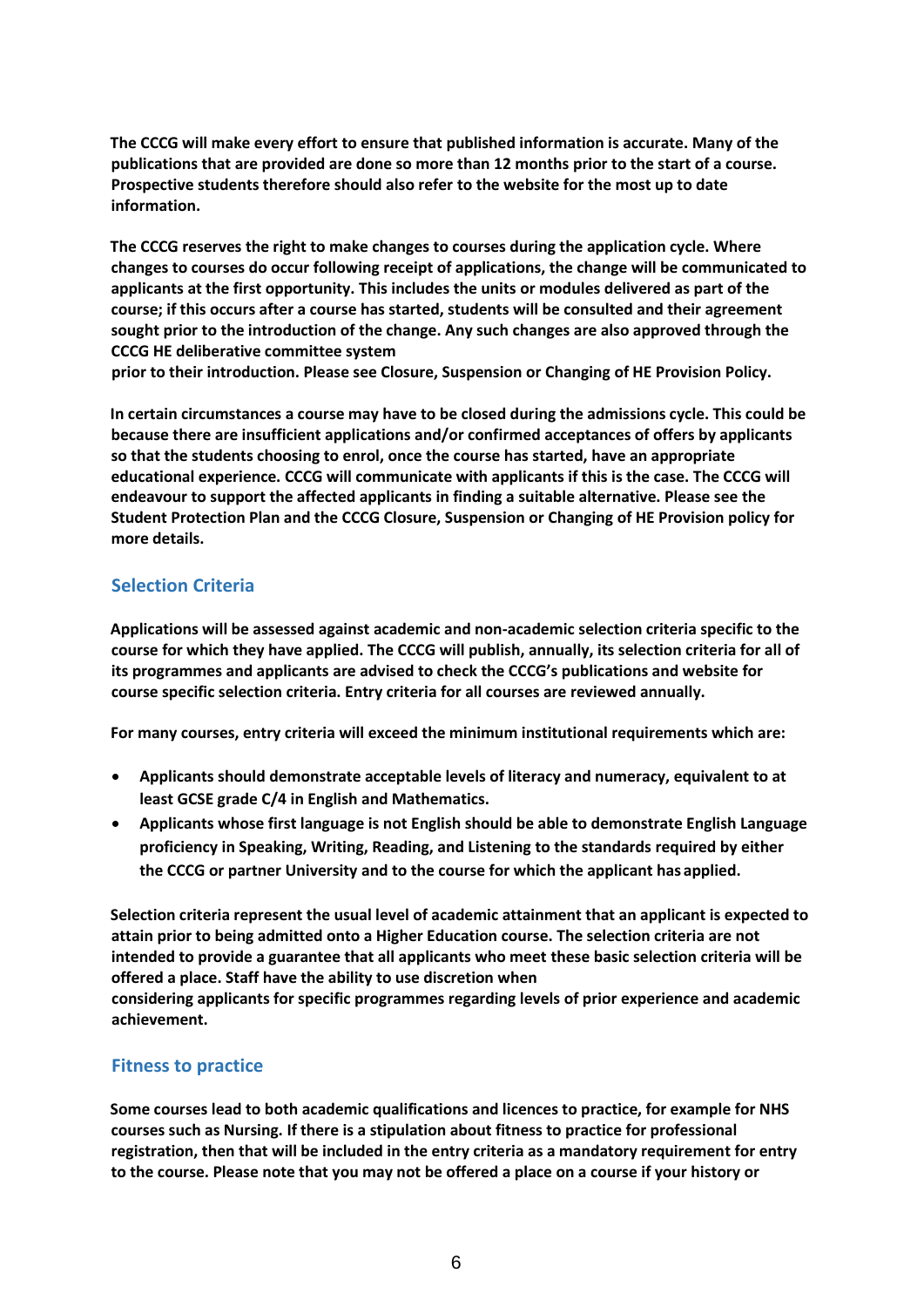**The CCCG will make every effort to ensure that published information is accurate. Many of the publications that are provided are done so more than 12 months prior to the start of a course. Prospective students therefore should also refer to the website for the most up to date information.**

**The CCCG reserves the right to make changes to courses during the application cycle. Where changes to courses do occur following receipt of applications, the change will be communicated to applicants at the first opportunity. This includes the units or modules delivered as part of the course; if this occurs after a course has started, students will be consulted and their agreement sought prior to the introduction of the change. Any such changes are also approved through the CCCG HE deliberative committee system prior to their introduction. Please see Closure, Suspension or Changing of HE Provision Policy.**

**In certain circumstances a course may have to be closed during the admissions cycle. This could be because there are insufficient applications and/or confirmed acceptances of offers by applicants so that the students choosing to enrol, once the course has started, have an appropriate educational experience. CCCG will communicate with applicants if this is the case. The CCCG will endeavour to support the affected applicants in finding a suitable alternative. Please see the Student Protection Plan and the CCCG Closure, Suspension or Changing of HE Provision policy for more details.**

## Selection Criteria

**Applications will be assessed against academic and non-academic selection criteria specific to the course for which they have applied. The CCCG will publish, annually, its selection criteria for all of its programmes and applicants are advised to check the CCCG's publications and website for course specific selection criteria. Entry criteria for all courses are reviewed annually.**

**For many courses, entry criteria will exceed the minimum institutional requirements which are:**

- **Applicants should demonstrate acceptable levels of literacy and numeracy, equivalent to at least GCSE grade C/4 in English and Mathematics.**
- **Applicants whose first language is not English should be able to demonstrate English Language proficiency in Speaking, Writing, Reading, and Listening to the standards required by either the CCCG or partner University and to the course for which the applicant has applied.**

**Selection criteria represent the usual level of academic attainment that an applicant is expected to attain prior to being admitted onto a Higher Education course. The selection criteria are not intended to provide a guarantee that all applicants who meet these basic selection criteria will be offered a place. Staff have the ability to use discretion when considering applicants for specific programmes regarding levels of prior experience and academic achievement.**

## Fitness to practice

**Some courses lead to both academic qualifications and licences to practice, for example for NHS courses such as Nursing. If there is a stipulation about fitness to practice for professional registration, then that will be included in the entry criteria as a mandatory requirement for entry to the course. Please note that you may not be offered a place on a course if your history or**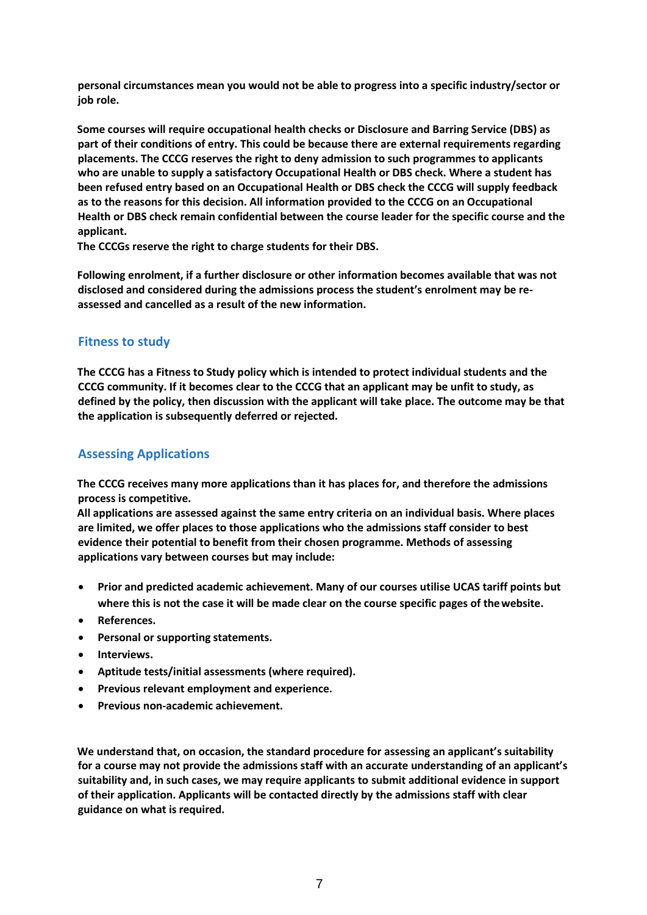**personal circumstances mean you would not be able to progress into a specific industry/sector or job role.**

**Some courses will require occupational health checks or Disclosure and Barring Service (DBS) as part of their conditions of entry. This could be because there are external requirements regarding placements. The CCCG reserves the right to deny admission to such programmes to applicants who are unable to supply a satisfactory Occupational Health or DBS check. Where a student has been refused entry based on an Occupational Health or DBS check the CCCG will supply feedback as to the reasons for this decision. All information provided to the CCCG on an Occupational Health or DBS check remain confidential between the course leader for the specific course and the applicant.**
**The CCCGs reserve the right to charge students for their DBS.**

**Following enrolment, if a further disclosure or other information becomes available that was not disclosed and considered during the admissions process the student's enrolment may be re-assessed and cancelled as a result of the new information.**

## Fitness to study

**The CCCG has a Fitness to Study policy which is intended to protect individual students and the CCCG community. If it becomes clear to the CCCG that an applicant may be unfit to study, as defined by the policy, then discussion with the applicant will take place. The outcome may be that the application is subsequently deferred or rejected.**

## Assessing Applications

**The CCCG receives many more applications than it has places for, and therefore the admissions process is competitive.**
**All applications are assessed against the same entry criteria on an individual basis. Where places are limited, we offer places to those applications who the admissions staff consider to best evidence their potential to benefit from their chosen programme. Methods of assessing applications vary between courses but may include:**

- **Prior and predicted academic achievement. Many of our courses utilise UCAS tariff points but where this is not the case it will be made clear on the course specific pages of the website.**
- **References.**
- **Personal or supporting statements.**
- **Interviews.**
- **Aptitude tests/initial assessments (where required).**
- **Previous relevant employment and experience.**
- **Previous non-academic achievement.**

**We understand that, on occasion, the standard procedure for assessing an applicant's suitability for a course may not provide the admissions staff with an accurate understanding of an applicant's suitability and, in such cases, we may require applicants to submit additional evidence in support of their application. Applicants will be contacted directly by the admissions staff with clear guidance on what is required.**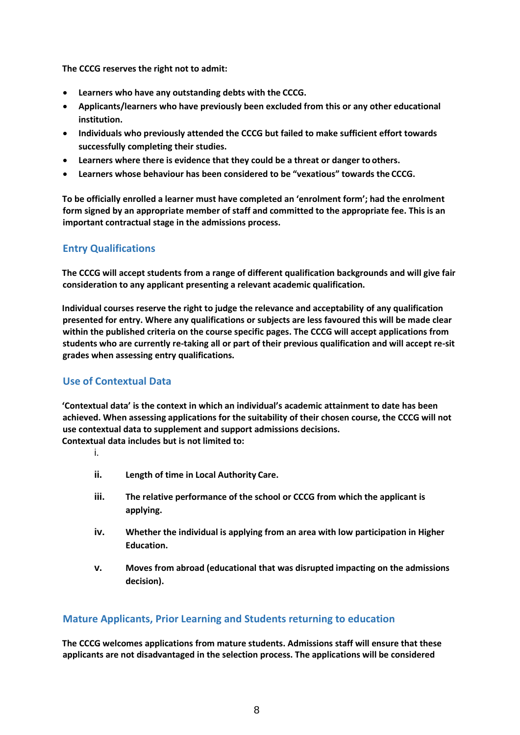**The CCCG reserves the right not to admit:**

- **Learners who have any outstanding debts with the CCCG.**
- **Applicants/learners who have previously been excluded from this or any other educational institution.**
- **Individuals who previously attended the CCCG but failed to make sufficient effort towards successfully completing their studies.**
- **Learners where there is evidence that they could be a threat or danger to others.**
- **Learners whose behaviour has been considered to be "vexatious" towards the CCCG.**

**To be officially enrolled a learner must have completed an 'enrolment form'; had the enrolment form signed by an appropriate member of staff and committed to the appropriate fee. This is an important contractual stage in the admissions process.**

## Entry Qualifications

**The CCCG will accept students from a range of different qualification backgrounds and will give fair consideration to any applicant presenting a relevant academic qualification.**

**Individual courses reserve the right to judge the relevance and acceptability of any qualification presented for entry. Where any qualifications or subjects are less favoured this will be made clear within the published criteria on the course specific pages. The CCCG will accept applications from students who are currently re-taking all or part of their previous qualification and will accept re-sit grades when assessing entry qualifications.**

## Use of Contextual Data

**'Contextual data' is the context in which an individual's academic attainment to date has been achieved. When assessing applications for the suitability of their chosen course, the CCCG will not use contextual data to supplement and support admissions decisions.**
**Contextual data includes but is not limited to:**

i.

**ii.** **Length of time in Local Authority Care.**

**iii.** **The relative performance of the school or CCCG from which the applicant is applying.**

**iv.** **Whether the individual is applying from an area with low participation in Higher Education.**

**v.** **Moves from abroad (educational that was disrupted impacting on the admissions decision).**

## Mature Applicants, Prior Learning and Students returning to education

**The CCCG welcomes applications from mature students. Admissions staff will ensure that these applicants are not disadvantaged in the selection process. The applications will be considered**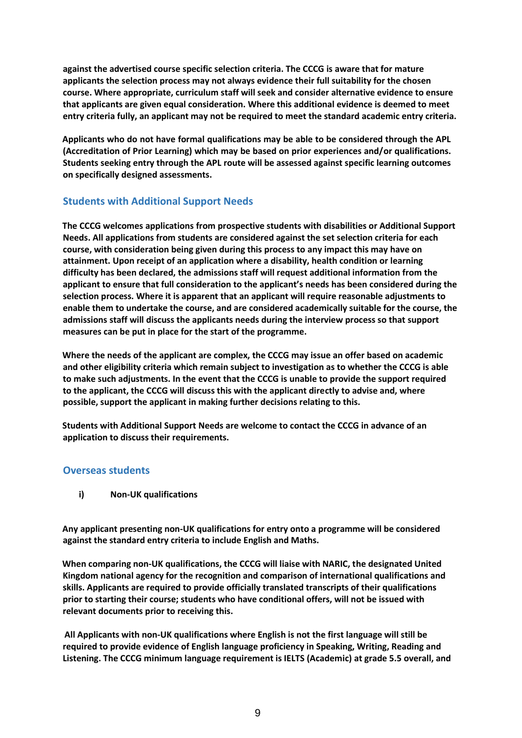**against the advertised course specific selection criteria. The CCCG is aware that for mature applicants the selection process may not always evidence their full suitability for the chosen course. Where appropriate, curriculum staff will seek and consider alternative evidence to ensure that applicants are given equal consideration. Where this additional evidence is deemed to meet entry criteria fully, an applicant may not be required to meet the standard academic entry criteria.**

**Applicants who do not have formal qualifications may be able to be considered through the APL (Accreditation of Prior Learning) which may be based on prior experiences and/or qualifications. Students seeking entry through the APL route will be assessed against specific learning outcomes on specifically designed assessments.**

## Students with Additional Support Needs

**The CCCG welcomes applications from prospective students with disabilities or Additional Support Needs. All applications from students are considered against the set selection criteria for each course, with consideration being given during this process to any impact this may have on attainment. Upon receipt of an application where a disability, health condition or learning difficulty has been declared, the admissions staff will request additional information from the applicant to ensure that full consideration to the applicant's needs has been considered during the selection process. Where it is apparent that an applicant will require reasonable adjustments to enable them to undertake the course, and are considered academically suitable for the course, the admissions staff will discuss the applicants needs during the interview process so that support measures can be put in place for the start of the programme.**

**Where the needs of the applicant are complex, the CCCG may issue an offer based on academic and other eligibility criteria which remain subject to investigation as to whether the CCCG is able to make such adjustments. In the event that the CCCG is unable to provide the support required to the applicant, the CCCG will discuss this with the applicant directly to advise and, where possible, support the applicant in making further decisions relating to this.**

**Students with Additional Support Needs are welcome to contact the CCCG in advance of an application to discuss their requirements.**

## Overseas students

**i) Non-UK qualifications**

**Any applicant presenting non-UK qualifications for entry onto a programme will be considered against the standard entry criteria to include English and Maths.**

**When comparing non-UK qualifications, the CCCG will liaise with NARIC, the designated United Kingdom national agency for the recognition and comparison of international qualifications and skills. Applicants are required to provide officially translated transcripts of their qualifications prior to starting their course; students who have conditional offers, will not be issued with relevant documents prior to receiving this.**

**All Applicants with non-UK qualifications where English is not the first language will still be required to provide evidence of English language proficiency in Speaking, Writing, Reading and Listening. The CCCG minimum language requirement is IELTS (Academic) at grade 5.5 overall, and**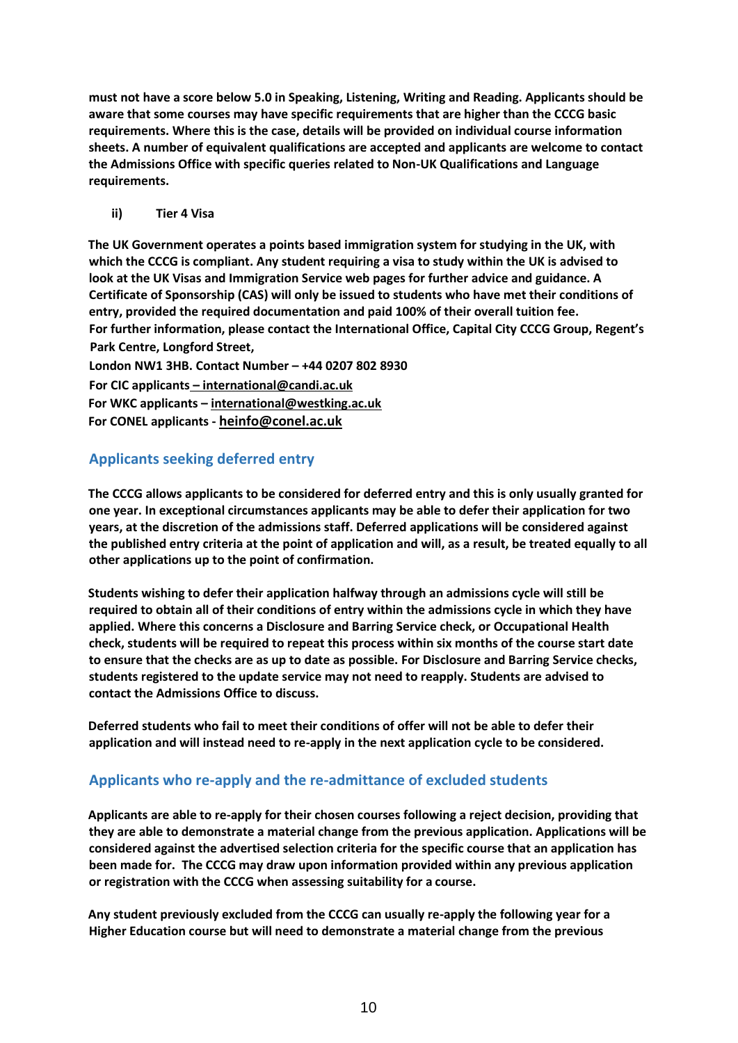**must not have a score below 5.0 in Speaking, Listening, Writing and Reading. Applicants should be aware that some courses may have specific requirements that are higher than the CCCG basic requirements. Where this is the case, details will be provided on individual course information sheets. A number of equivalent qualifications are accepted and applicants are welcome to contact the Admissions Office with specific queries related to Non-UK Qualifications and Language requirements.**

**ii) Tier 4 Visa**

**The UK Government operates a points based immigration system for studying in the UK, with which the CCCG is compliant. Any student requiring a visa to study within the UK is advised to look at the UK Visas and Immigration Service web pages for further advice and guidance. A Certificate of Sponsorship (CAS) will only be issued to students who have met their conditions of entry, provided the required documentation and paid 100% of their overall tuition fee.**
**For further information, please contact the International Office, Capital City CCCG Group, Regent's Park Centre, Longford Street,**
**London NW1 3HB. Contact Number – +44 0207 802 8930**
**For CIC applicants – international@candi.ac.uk**
**For WKC applicants – international@westking.ac.uk**
**For CONEL applicants - heinfo@conel.ac.uk**

## Applicants seeking deferred entry

**The CCCG allows applicants to be considered for deferred entry and this is only usually granted for one year. In exceptional circumstances applicants may be able to defer their application for two years, at the discretion of the admissions staff. Deferred applications will be considered against the published entry criteria at the point of application and will, as a result, be treated equally to all other applications up to the point of confirmation.**

**Students wishing to defer their application halfway through an admissions cycle will still be required to obtain all of their conditions of entry within the admissions cycle in which they have applied. Where this concerns a Disclosure and Barring Service check, or Occupational Health check, students will be required to repeat this process within six months of the course start date to ensure that the checks are as up to date as possible. For Disclosure and Barring Service checks, students registered to the update service may not need to reapply. Students are advised to contact the Admissions Office to discuss.**

**Deferred students who fail to meet their conditions of offer will not be able to defer their application and will instead need to re-apply in the next application cycle to be considered.**

## Applicants who re-apply and the re-admittance of excluded students

**Applicants are able to re-apply for their chosen courses following a reject decision, providing that they are able to demonstrate a material change from the previous application. Applications will be considered against the advertised selection criteria for the specific course that an application has been made for. The CCCG may draw upon information provided within any previous application or registration with the CCCG when assessing suitability for a course.**

**Any student previously excluded from the CCCG can usually re-apply the following year for a Higher Education course but will need to demonstrate a material change from the previous**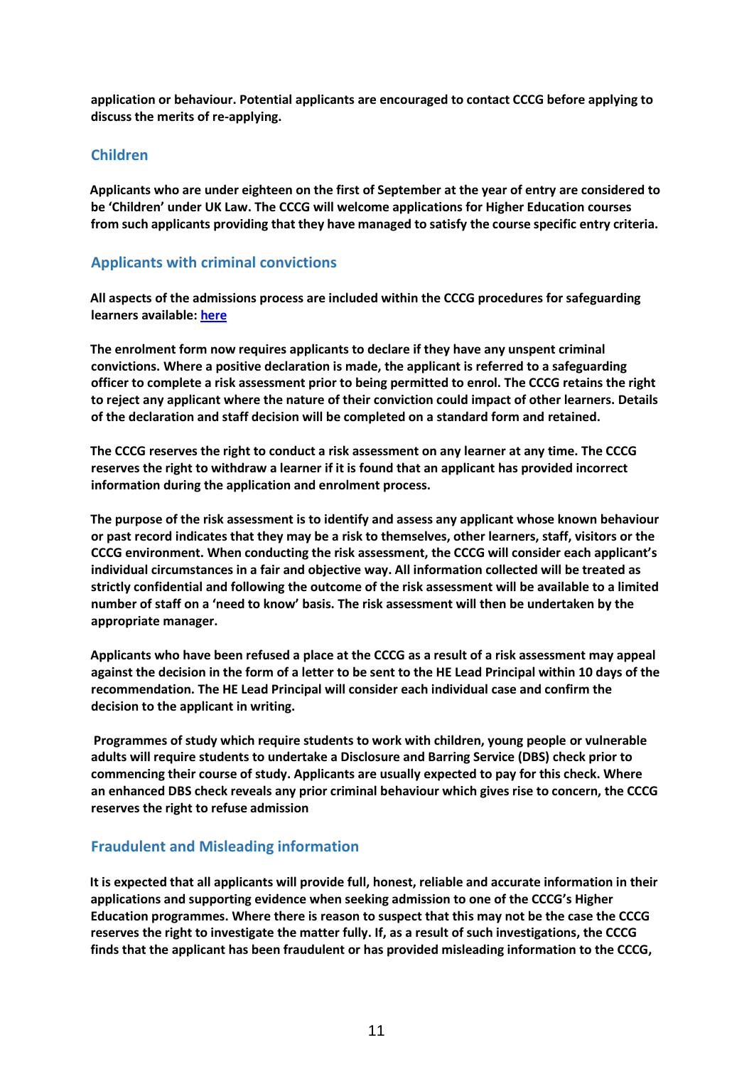**application or behaviour. Potential applicants are encouraged to contact CCCG before applying to discuss the merits of re-applying.**

## Children

**Applicants who are under eighteen on the first of September at the year of entry are considered to be 'Children' under UK Law. The CCCG will welcome applications for Higher Education courses from such applicants providing that they have managed to satisfy the course specific entry criteria.**

## Applicants with criminal convictions

**All aspects of the admissions process are included within the CCCG procedures for safeguarding learners available: here**

**The enrolment form now requires applicants to declare if they have any unspent criminal convictions. Where a positive declaration is made, the applicant is referred to a safeguarding officer to complete a risk assessment prior to being permitted to enrol. The CCCG retains the right to reject any applicant where the nature of their conviction could impact of other learners. Details of the declaration and staff decision will be completed on a standard form and retained.**

**The CCCG reserves the right to conduct a risk assessment on any learner at any time. The CCCG reserves the right to withdraw a learner if it is found that an applicant has provided incorrect information during the application and enrolment process.**

**The purpose of the risk assessment is to identify and assess any applicant whose known behaviour or past record indicates that they may be a risk to themselves, other learners, staff, visitors or the CCCG environment. When conducting the risk assessment, the CCCG will consider each applicant's individual circumstances in a fair and objective way. All information collected will be treated as strictly confidential and following the outcome of the risk assessment will be available to a limited number of staff on a 'need to know' basis. The risk assessment will then be undertaken by the appropriate manager.**

**Applicants who have been refused a place at the CCCG as a result of a risk assessment may appeal against the decision in the form of a letter to be sent to the HE Lead Principal within 10 days of the recommendation. The HE Lead Principal will consider each individual case and confirm the decision to the applicant in writing.**

**Programmes of study which require students to work with children, young people or vulnerable adults will require students to undertake a Disclosure and Barring Service (DBS) check prior to commencing their course of study. Applicants are usually expected to pay for this check. Where an enhanced DBS check reveals any prior criminal behaviour which gives rise to concern, the CCCG reserves the right to refuse admission**

## Fraudulent and Misleading information

**It is expected that all applicants will provide full, honest, reliable and accurate information in their applications and supporting evidence when seeking admission to one of the CCCG's Higher Education programmes. Where there is reason to suspect that this may not be the case the CCCG reserves the right to investigate the matter fully. If, as a result of such investigations, the CCCG finds that the applicant has been fraudulent or has provided misleading information to the CCCG,**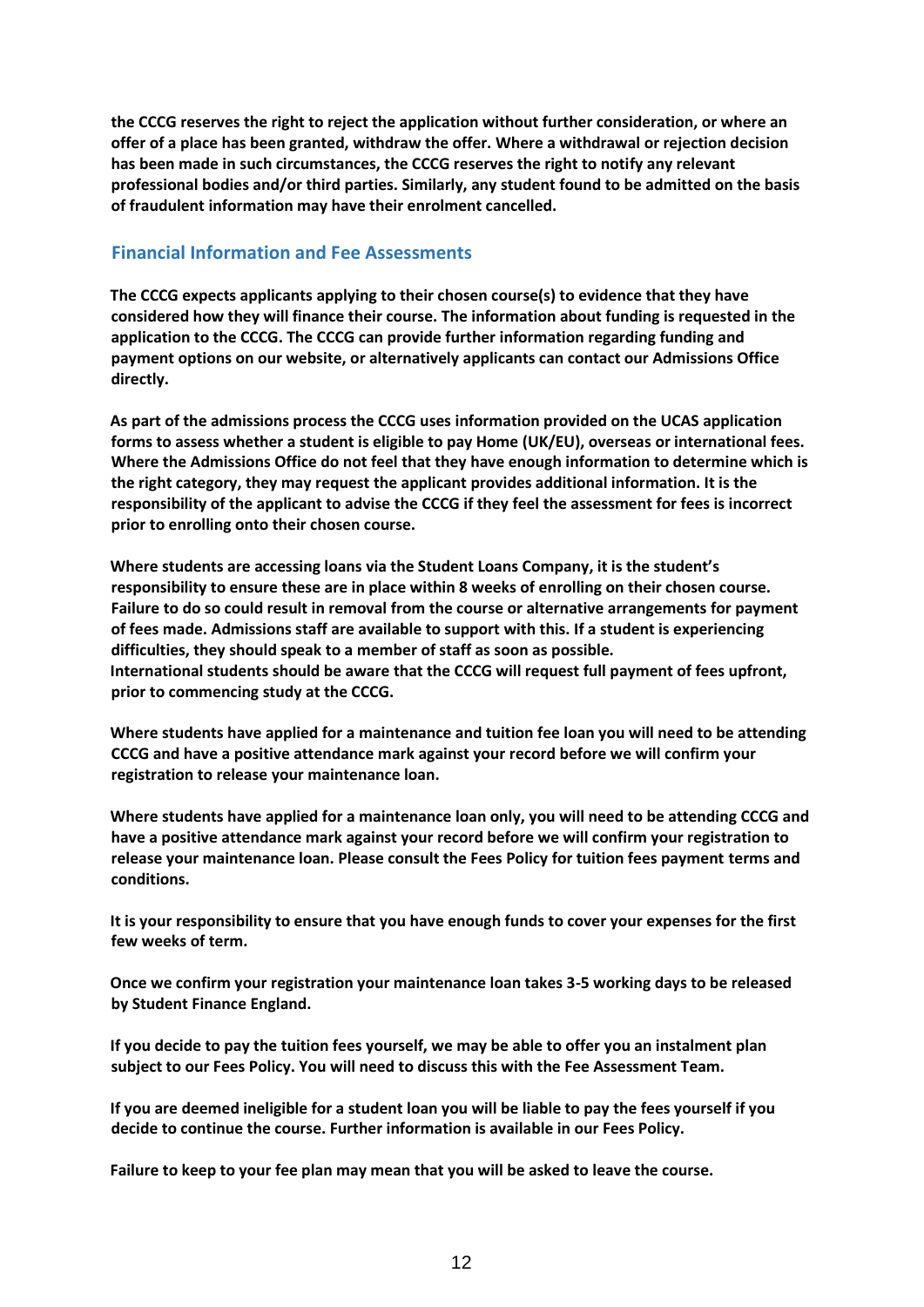**the CCCG reserves the right to reject the application without further consideration, or where an offer of a place has been granted, withdraw the offer. Where a withdrawal or rejection decision has been made in such circumstances, the CCCG reserves the right to notify any relevant professional bodies and/or third parties. Similarly, any student found to be admitted on the basis of fraudulent information may have their enrolment cancelled.**

## Financial Information and Fee Assessments

**The CCCG expects applicants applying to their chosen course(s) to evidence that they have considered how they will finance their course. The information about funding is requested in the application to the CCCG. The CCCG can provide further information regarding funding and payment options on our website, or alternatively applicants can contact our Admissions Office directly.**

**As part of the admissions process the CCCG uses information provided on the UCAS application forms to assess whether a student is eligible to pay Home (UK/EU), overseas or international fees. Where the Admissions Office do not feel that they have enough information to determine which is the right category, they may request the applicant provides additional information. It is the responsibility of the applicant to advise the CCCG if they feel the assessment for fees is incorrect prior to enrolling onto their chosen course.**

**Where students are accessing loans via the Student Loans Company, it is the student's responsibility to ensure these are in place within 8 weeks of enrolling on their chosen course. Failure to do so could result in removal from the course or alternative arrangements for payment of fees made. Admissions staff are available to support with this. If a student is experiencing difficulties, they should speak to a member of staff as soon as possible.**
**International students should be aware that the CCCG will request full payment of fees upfront, prior to commencing study at the CCCG.**

**Where students have applied for a maintenance and tuition fee loan you will need to be attending CCCG and have a positive attendance mark against your record before we will confirm your registration to release your maintenance loan.**

**Where students have applied for a maintenance loan only, you will need to be attending CCCG and have a positive attendance mark against your record before we will confirm your registration to release your maintenance loan. Please consult the Fees Policy for tuition fees payment terms and conditions.**

**It is your responsibility to ensure that you have enough funds to cover your expenses for the first few weeks of term.**

**Once we confirm your registration your maintenance loan takes 3-5 working days to be released by Student Finance England.**

**If you decide to pay the tuition fees yourself, we may be able to offer you an instalment plan subject to our Fees Policy. You will need to discuss this with the Fee Assessment Team.**

**If you are deemed ineligible for a student loan you will be liable to pay the fees yourself if you decide to continue the course. Further information is available in our Fees Policy.**

**Failure to keep to your fee plan may mean that you will be asked to leave the course.**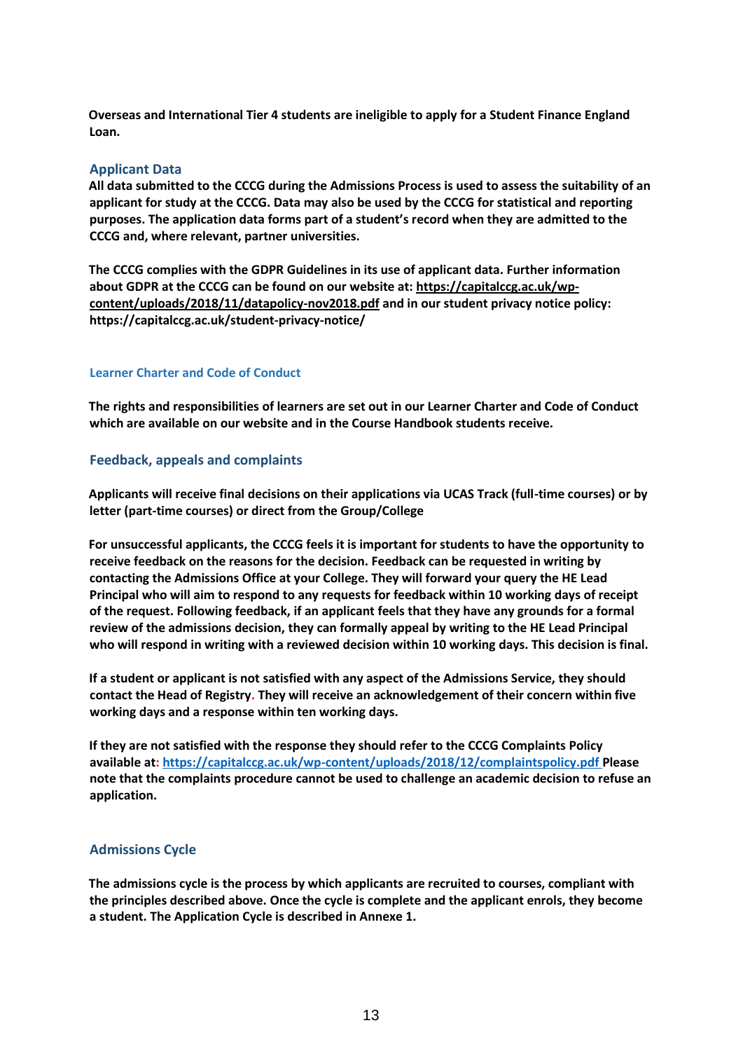**Overseas and International Tier 4 students are ineligible to apply for a Student Finance England Loan.**

## Applicant Data

**All data submitted to the CCCG during the Admissions Process is used to assess the suitability of an applicant for study at the CCCG. Data may also be used by the CCCG for statistical and reporting purposes. The application data forms part of a student's record when they are admitted to the CCCG and, where relevant, partner universities.**

**The CCCG complies with the GDPR Guidelines in its use of applicant data. Further information about GDPR at the CCCG can be found on our website at: https://capitalccg.ac.uk/wp-content/uploads/2018/11/datapolicy-nov2018.pdf and in our student privacy notice policy: https://capitalccg.ac.uk/student-privacy-notice/**

### Learner Charter and Code of Conduct

**The rights and responsibilities of learners are set out in our Learner Charter and Code of Conduct which are available on our website and in the Course Handbook students receive.**

## Feedback, appeals and complaints

**Applicants will receive final decisions on their applications via UCAS Track (full-time courses) or by letter (part-time courses) or direct from the Group/College**

**For unsuccessful applicants, the CCCG feels it is important for students to have the opportunity to receive feedback on the reasons for the decision. Feedback can be requested in writing by contacting the Admissions Office at your College. They will forward your query the HE Lead Principal who will aim to respond to any requests for feedback within 10 working days of receipt of the request. Following feedback, if an applicant feels that they have any grounds for a formal review of the admissions decision, they can formally appeal by writing to the HE Lead Principal who will respond in writing with a reviewed decision within 10 working days. This decision is final.**

**If a student or applicant is not satisfied with any aspect of the Admissions Service, they should contact the Head of Registry. They will receive an acknowledgement of their concern within five working days and a response within ten working days.**

**If they are not satisfied with the response they should refer to the CCCG Complaints Policy available at: https://capitalccg.ac.uk/wp-content/uploads/2018/12/complaintspolicy.pdf Please note that the complaints procedure cannot be used to challenge an academic decision to refuse an application.**

## Admissions Cycle

**The admissions cycle is the process by which applicants are recruited to courses, compliant with the principles described above. Once the cycle is complete and the applicant enrols, they become a student. The Application Cycle is described in Annexe 1.**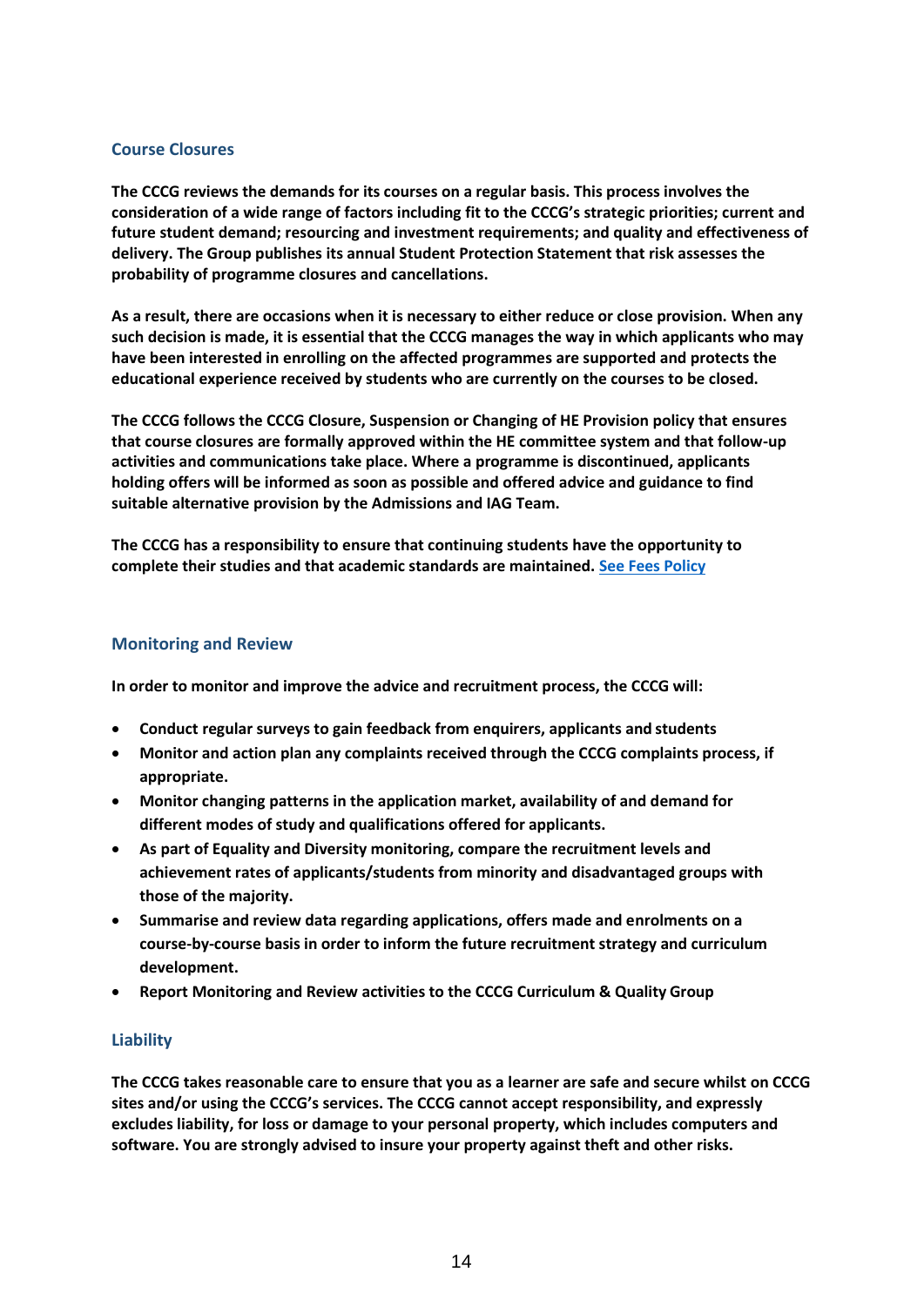## Course Closures

**The CCCG reviews the demands for its courses on a regular basis. This process involves the consideration of a wide range of factors including fit to the CCCG's strategic priorities; current and future student demand; resourcing and investment requirements; and quality and effectiveness of delivery. The Group publishes its annual Student Protection Statement that risk assesses the probability of programme closures and cancellations.**

**As a result, there are occasions when it is necessary to either reduce or close provision. When any such decision is made, it is essential that the CCCG manages the way in which applicants who may have been interested in enrolling on the affected programmes are supported and protects the educational experience received by students who are currently on the courses to be closed.**

**The CCCG follows the CCCG Closure, Suspension or Changing of HE Provision policy that ensures that course closures are formally approved within the HE committee system and that follow-up activities and communications take place. Where a programme is discontinued, applicants holding offers will be informed as soon as possible and offered advice and guidance to find suitable alternative provision by the Admissions and IAG Team.**

**The CCCG has a responsibility to ensure that continuing students have the opportunity to complete their studies and that academic standards are maintained. See Fees Policy**

## Monitoring and Review

**In order to monitor and improve the advice and recruitment process, the CCCG will:**

- **Conduct regular surveys to gain feedback from enquirers, applicants and students**
- **Monitor and action plan any complaints received through the CCCG complaints process, if appropriate.**
- **Monitor changing patterns in the application market, availability of and demand for different modes of study and qualifications offered for applicants.**
- **As part of Equality and Diversity monitoring, compare the recruitment levels and achievement rates of applicants/students from minority and disadvantaged groups with those of the majority.**
- **Summarise and review data regarding applications, offers made and enrolments on a course-by-course basis in order to inform the future recruitment strategy and curriculum development.**
- **Report Monitoring and Review activities to the CCCG Curriculum & Quality Group**

## Liability

**The CCCG takes reasonable care to ensure that you as a learner are safe and secure whilst on CCCG sites and/or using the CCCG's services. The CCCG cannot accept responsibility, and expressly excludes liability, for loss or damage to your personal property, which includes computers and software. You are strongly advised to insure your property against theft and other risks.**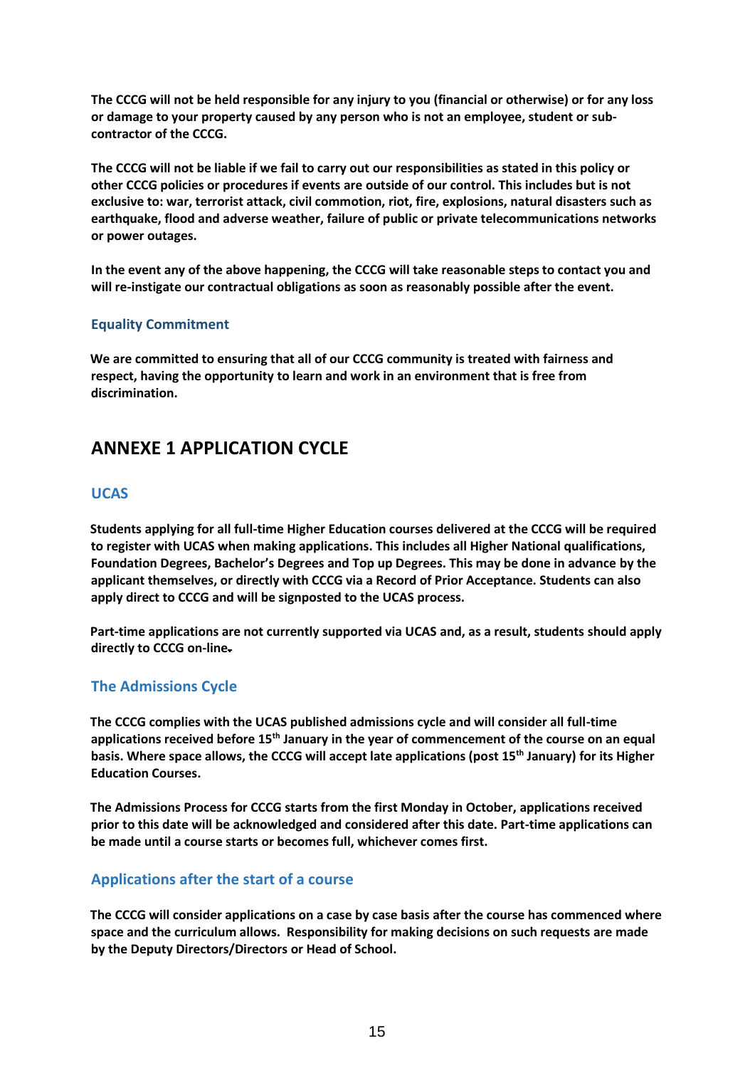**The CCCG will not be held responsible for any injury to you (financial or otherwise) or for any loss or damage to your property caused by any person who is not an employee, student or sub-contractor of the CCCG.**

**The CCCG will not be liable if we fail to carry out our responsibilities as stated in this policy or other CCCG policies or procedures if events are outside of our control. This includes but is not exclusive to: war, terrorist attack, civil commotion, riot, fire, explosions, natural disasters such as earthquake, flood and adverse weather, failure of public or private telecommunications networks or power outages.**

**In the event any of the above happening, the CCCG will take reasonable steps to contact you and will re-instigate our contractual obligations as soon as reasonably possible after the event.**

### Equality Commitment

**We are committed to ensuring that all of our CCCG community is treated with fairness and respect, having the opportunity to learn and work in an environment that is free from discrimination.**

## ANNEXE 1 APPLICATION CYCLE

### UCAS

**Students applying for all full-time Higher Education courses delivered at the CCCG will be required to register with UCAS when making applications. This includes all Higher National qualifications, Foundation Degrees, Bachelor's Degrees and Top up Degrees. This may be done in advance by the applicant themselves, or directly with CCCG via a Record of Prior Acceptance. Students can also apply direct to CCCG and will be signposted to the UCAS process.**

**Part-time applications are not currently supported via UCAS and, as a result, students should apply directly to CCCG on-line.**

### The Admissions Cycle

**The CCCG complies with the UCAS published admissions cycle and will consider all full-time applications received before 15th January in the year of commencement of the course on an equal basis. Where space allows, the CCCG will accept late applications (post 15th January) for its Higher Education Courses.**

**The Admissions Process for CCCG starts from the first Monday in October, applications received prior to this date will be acknowledged and considered after this date. Part-time applications can be made until a course starts or becomes full, whichever comes first.**

### Applications after the start of a course

**The CCCG will consider applications on a case by case basis after the course has commenced where space and the curriculum allows. Responsibility for making decisions on such requests are made by the Deputy Directors/Directors or Head of School.**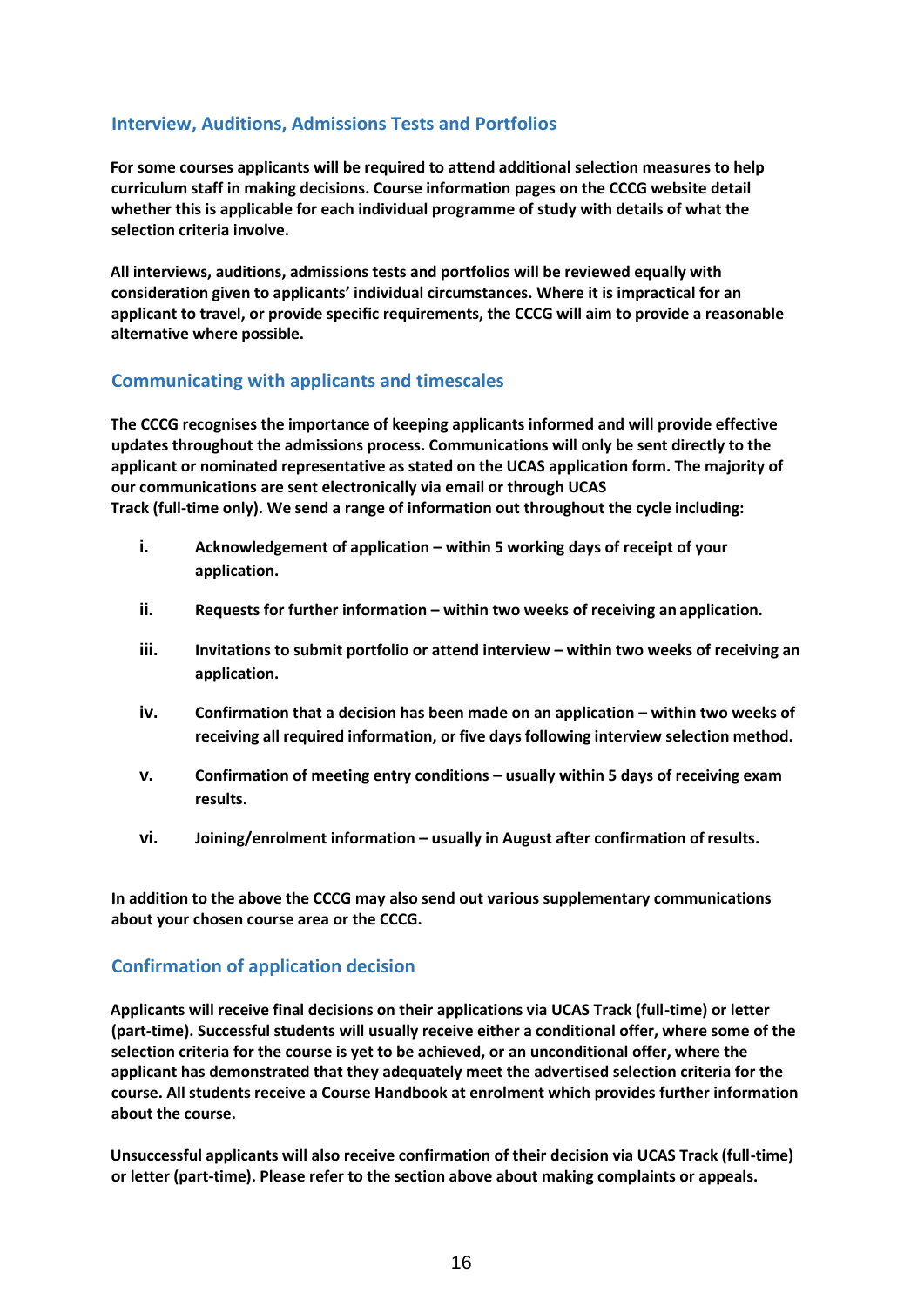## Interview, Auditions, Admissions Tests and Portfolios

**For some courses applicants will be required to attend additional selection measures to help curriculum staff in making decisions. Course information pages on the CCCG website detail whether this is applicable for each individual programme of study with details of what the selection criteria involve.**

**All interviews, auditions, admissions tests and portfolios will be reviewed equally with consideration given to applicants' individual circumstances. Where it is impractical for an applicant to travel, or provide specific requirements, the CCCG will aim to provide a reasonable alternative where possible.**

## Communicating with applicants and timescales

**The CCCG recognises the importance of keeping applicants informed and will provide effective updates throughout the admissions process. Communications will only be sent directly to the applicant or nominated representative as stated on the UCAS application form. The majority of our communications are sent electronically via email or through UCAS Track (full-time only). We send a range of information out throughout the cycle including:**

i. **Acknowledgement of application – within 5 working days of receipt of your application.**

ii. **Requests for further information – within two weeks of receiving an application.**

iii. **Invitations to submit portfolio or attend interview – within two weeks of receiving an application.**

iv. **Confirmation that a decision has been made on an application – within two weeks of receiving all required information, or five days following interview selection method.**

v. **Confirmation of meeting entry conditions – usually within 5 days of receiving exam results.**

vi. **Joining/enrolment information – usually in August after confirmation of results.**

**In addition to the above the CCCG may also send out various supplementary communications about your chosen course area or the CCCG.**

## Confirmation of application decision

**Applicants will receive final decisions on their applications via UCAS Track (full-time) or letter (part-time). Successful students will usually receive either a conditional offer, where some of the selection criteria for the course is yet to be achieved, or an unconditional offer, where the applicant has demonstrated that they adequately meet the advertised selection criteria for the course. All students receive a Course Handbook at enrolment which provides further information about the course.**

**Unsuccessful applicants will also receive confirmation of their decision via UCAS Track (full-time) or letter (part-time). Please refer to the section above about making complaints or appeals.**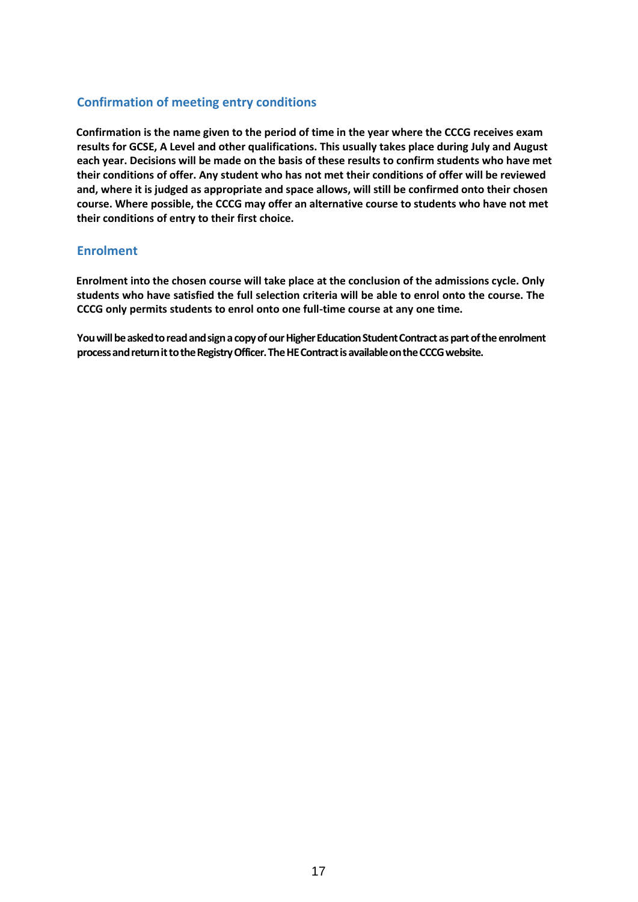## Confirmation of meeting entry conditions

**Confirmation is the name given to the period of time in the year where the CCCG receives exam results for GCSE, A Level and other qualifications. This usually takes place during July and August each year. Decisions will be made on the basis of these results to confirm students who have met their conditions of offer. Any student who has not met their conditions of offer will be reviewed and, where it is judged as appropriate and space allows, will still be confirmed onto their chosen course. Where possible, the CCCG may offer an alternative course to students who have not met their conditions of entry to their first choice.**

## Enrolment

**Enrolment into the chosen course will take place at the conclusion of the admissions cycle. Only students who have satisfied the full selection criteria will be able to enrol onto the course. The CCCG only permits students to enrol onto one full-time course at any one time.**

**You will be asked to read and sign a copy of our Higher Education Student Contract as part of the enrolment process and return it to the Registry Officer. The HE Contract is available on the CCCG website.**